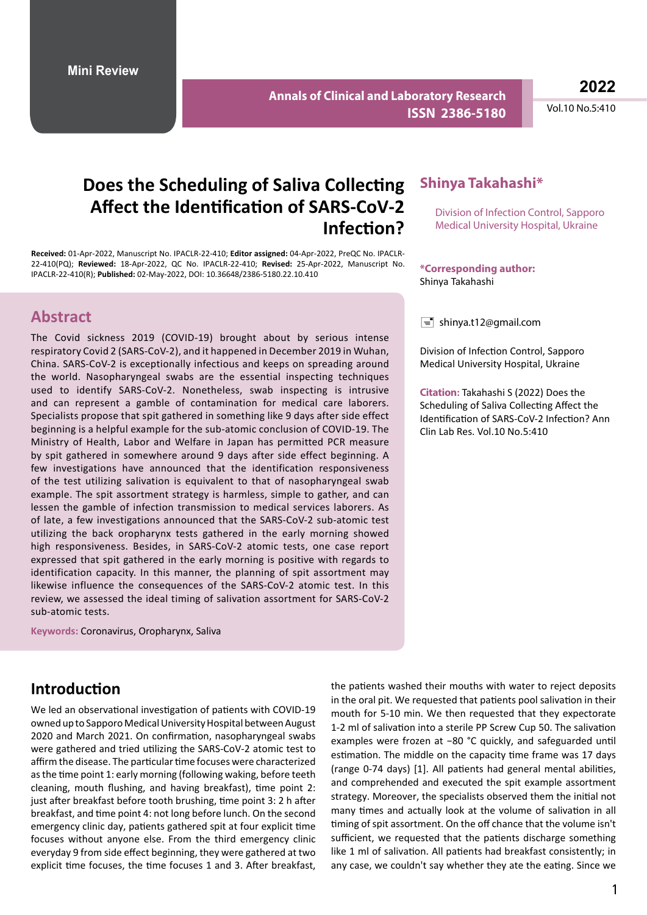Mini Review

# Does the Scheduling of Saliva Collecting Affect the Identification of SARS-CoV-2 Infection?

**Shinya Takahashi***

Division of Infection Control, Sapporo Medical University Hospital, Ukraine

**Received:** 01-Apr-2022, Manuscript No. IPACLR-22-410; **Editor assigned:** 04-Apr-2022, PreQC No. IPACLR-22-410(PQ); **Reviewed:** 18-Apr-2022, QC No. IPACLR-22-410; **Revised:** 25-Apr-2022, Manuscript No. IPACLR-22-410(R); **Published:** 02-May-2022, DOI: 10.36648/2386-5180.22.10.410

**\*Corresponding author:**
Shinya Takahashi

shinya.t12@gmail.com

Division of Infection Control, Sapporo Medical University Hospital, Ukraine

**Citation:** Takahashi S (2022) Does the Scheduling of Saliva Collecting Affect the Identification of SARS-CoV-2 Infection? Ann Clin Lab Res. Vol.10 No.5:410

## Abstract

The Covid sickness 2019 (COVID-19) brought about by serious intense respiratory Covid 2 (SARS-CoV-2), and it happened in December 2019 in Wuhan, China. SARS-CoV-2 is exceptionally infectious and keeps on spreading around the world. Nasopharyngeal swabs are the essential inspecting techniques used to identify SARS-CoV-2. Nonetheless, swab inspecting is intrusive and can represent a gamble of contamination for medical care laborers. Specialists propose that spit gathered in something like 9 days after side effect beginning is a helpful example for the sub-atomic conclusion of COVID-19. The Ministry of Health, Labor and Welfare in Japan has permitted PCR measure by spit gathered in somewhere around 9 days after side effect beginning. A few investigations have announced that the identification responsiveness of the test utilizing salivation is equivalent to that of nasopharyngeal swab example. The spit assortment strategy is harmless, simple to gather, and can lessen the gamble of infection transmission to medical services laborers. As of late, a few investigations announced that the SARS-CoV-2 sub-atomic test utilizing the back oropharynx tests gathered in the early morning showed high responsiveness. Besides, in SARS-CoV-2 atomic tests, one case report expressed that spit gathered in the early morning is positive with regards to identification capacity. In this manner, the planning of spit assortment may likewise influence the consequences of the SARS-CoV-2 atomic test. In this review, we assessed the ideal timing of salivation assortment for SARS-CoV-2 sub-atomic tests.

**Keywords:** Coronavirus, Oropharynx, Saliva

## Introduction

We led an observational investigation of patients with COVID-19 owned up to Sapporo Medical University Hospital between August 2020 and March 2021. On confirmation, nasopharyngeal swabs were gathered and tried utilizing the SARS-CoV-2 atomic test to affirm the disease. The particular time focuses were characterized as the time point 1: early morning (following waking, before teeth cleaning, mouth flushing, and having breakfast), time point 2: just after breakfast before tooth brushing, time point 3: 2 h after breakfast, and time point 4: not long before lunch. On the second emergency clinic day, patients gathered spit at four explicit time focuses without anyone else. From the third emergency clinic everyday 9 from side effect beginning, they were gathered at two explicit time focuses, the time focuses 1 and 3. After breakfast, the patients washed their mouths with water to reject deposits in the oral pit. We requested that patients pool salivation in their mouth for 5-10 min. We then requested that they expectorate 1-2 ml of salivation into a sterile PP Screw Cup 50. The salivation examples were frozen at −80 °C quickly, and safeguarded until estimation. The middle on the capacity time frame was 17 days (range 0-74 days) [1]. All patients had general mental abilities, and comprehended and executed the spit example assortment strategy. Moreover, the specialists observed them the initial not many times and actually look at the volume of salivation in all timing of spit assortment. On the off chance that the volume isn't sufficient, we requested that the patients discharge something like 1 ml of salivation. All patients had breakfast consistently; in any case, we couldn't say whether they ate the eating. Since we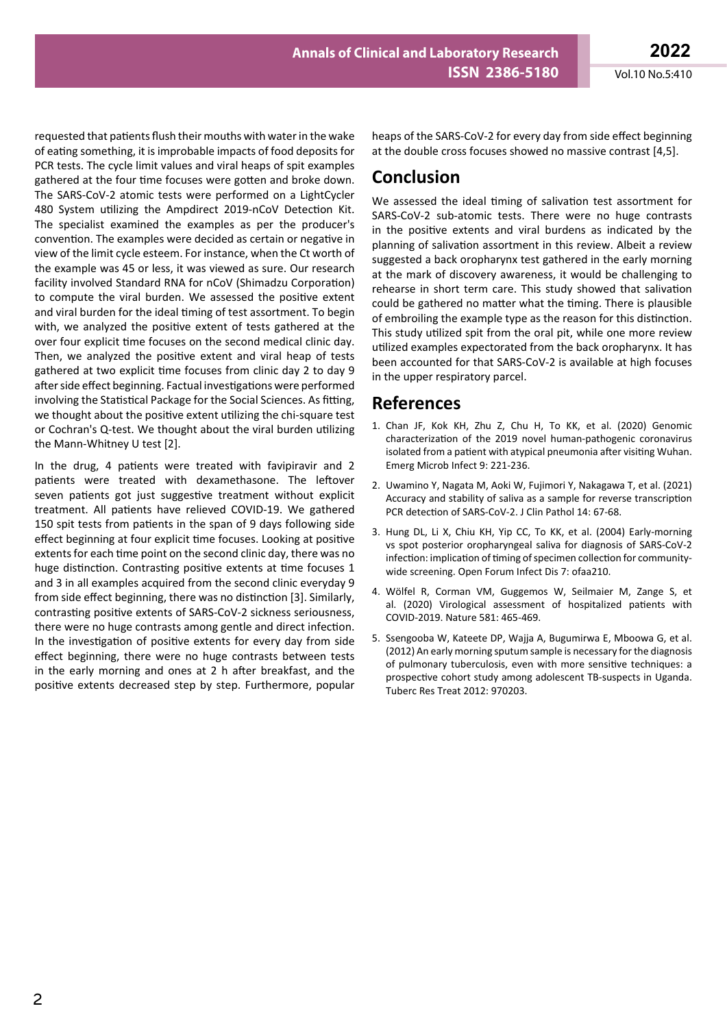requested that patients flush their mouths with water in the wake of eating something, it is improbable impacts of food deposits for PCR tests. The cycle limit values and viral heaps of spit examples gathered at the four time focuses were gotten and broke down. The SARS-CoV-2 atomic tests were performed on a LightCycler 480 System utilizing the Ampdirect 2019-nCoV Detection Kit. The specialist examined the examples as per the producer's convention. The examples were decided as certain or negative in view of the limit cycle esteem. For instance, when the Ct worth of the example was 45 or less, it was viewed as sure. Our research facility involved Standard RNA for nCoV (Shimadzu Corporation) to compute the viral burden. We assessed the positive extent and viral burden for the ideal timing of test assortment. To begin with, we analyzed the positive extent of tests gathered at the over four explicit time focuses on the second medical clinic day. Then, we analyzed the positive extent and viral heap of tests gathered at two explicit time focuses from clinic day 2 to day 9 after side effect beginning. Factual investigations were performed involving the Statistical Package for the Social Sciences. As fitting, we thought about the positive extent utilizing the chi-square test or Cochran's Q-test. We thought about the viral burden utilizing the Mann-Whitney U test [2].

In the drug, 4 patients were treated with favipiravir and 2 patients were treated with dexamethasone. The leftover seven patients got just suggestive treatment without explicit treatment. All patients have relieved COVID-19. We gathered 150 spit tests from patients in the span of 9 days following side effect beginning at four explicit time focuses. Looking at positive extents for each time point on the second clinic day, there was no huge distinction. Contrasting positive extents at time focuses 1 and 3 in all examples acquired from the second clinic everyday 9 from side effect beginning, there was no distinction [3]. Similarly, contrasting positive extents of SARS-CoV-2 sickness seriousness, there were no huge contrasts among gentle and direct infection. In the investigation of positive extents for every day from side effect beginning, there were no huge contrasts between tests in the early morning and ones at 2 h after breakfast, and the positive extents decreased step by step. Furthermore, popular heaps of the SARS-CoV-2 for every day from side effect beginning at the double cross focuses showed no massive contrast [4,5].

## Conclusion

We assessed the ideal timing of salivation test assortment for SARS-CoV-2 sub-atomic tests. There were no huge contrasts in the positive extents and viral burdens as indicated by the planning of salivation assortment in this review. Albeit a review suggested a back oropharynx test gathered in the early morning at the mark of discovery awareness, it would be challenging to rehearse in short term care. This study showed that salivation could be gathered no matter what the timing. There is plausible of embroiling the example type as the reason for this distinction. This study utilized spit from the oral pit, while one more review utilized examples expectorated from the back oropharynx. It has been accounted for that SARS-CoV-2 is available at high focuses in the upper respiratory parcel.

## References

1. Chan JF, Kok KH, Zhu Z, Chu H, To KK, et al. (2020) Genomic characterization of the 2019 novel human-pathogenic coronavirus isolated from a patient with atypical pneumonia after visiting Wuhan. Emerg Microb Infect 9: 221-236.
2. Uwamino Y, Nagata M, Aoki W, Fujimori Y, Nakagawa T, et al. (2021) Accuracy and stability of saliva as a sample for reverse transcription PCR detection of SARS-CoV-2. J Clin Pathol 14: 67-68.
3. Hung DL, Li X, Chiu KH, Yip CC, To KK, et al. (2004) Early-morning vs spot posterior oropharyngeal saliva for diagnosis of SARS-CoV-2 infection: implication of timing of specimen collection for community-wide screening. Open Forum Infect Dis 7: ofaa210.
4. Wölfel R, Corman VM, Guggemos W, Seilmaier M, Zange S, et al. (2020) Virological assessment of hospitalized patients with COVID-2019. Nature 581: 465-469.
5. Ssengooba W, Kateete DP, Wajja A, Bugumirwa E, Mboowa G, et al. (2012) An early morning sputum sample is necessary for the diagnosis of pulmonary tuberculosis, even with more sensitive techniques: a prospective cohort study among adolescent TB-suspects in Uganda. Tuberc Res Treat 2012: 970203.